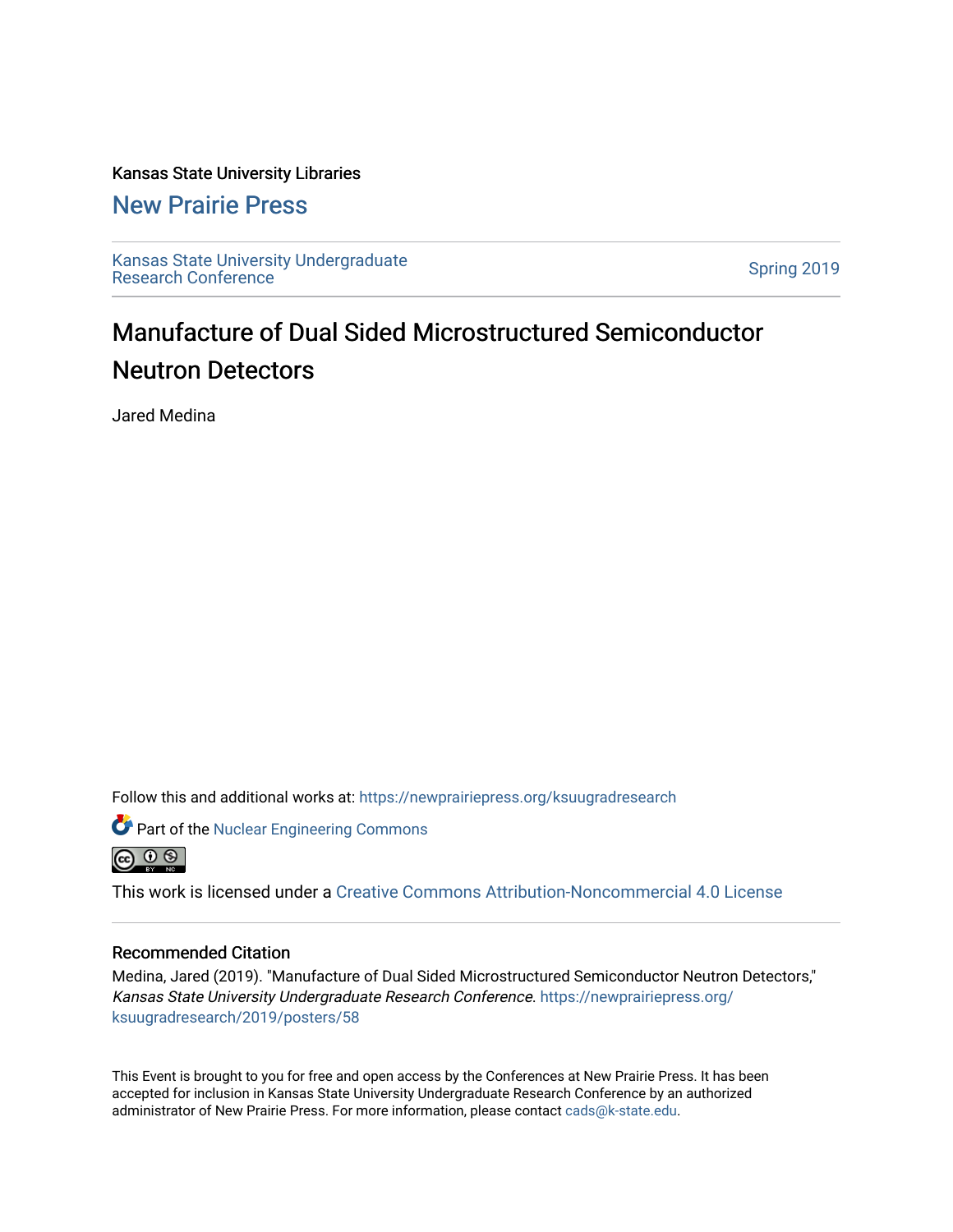Kansas State University Libraries

# New Prairie Press

Kansas State University Undergraduate Research Conference

Spring 2019

# Manufacture of Dual Sided Microstructured Semiconductor Neutron Detectors

Jared Medina

Follow this and additional works at: https://newprairiepress.org/ksuugradresearch

Part of the Nuclear Engineering Commons

This work is licensed under a Creative Commons Attribution-Noncommercial 4.0 License

## Recommended Citation

Medina, Jared (2019). "Manufacture of Dual Sided Microstructured Semiconductor Neutron Detectors," *Kansas State University Undergraduate Research Conference*. https://newprairiepress.org/ksuugradresearch/2019/posters/58

This Event is brought to you for free and open access by the Conferences at New Prairie Press. It has been accepted for inclusion in Kansas State University Undergraduate Research Conference by an authorized administrator of New Prairie Press. For more information, please contact cads@k-state.edu.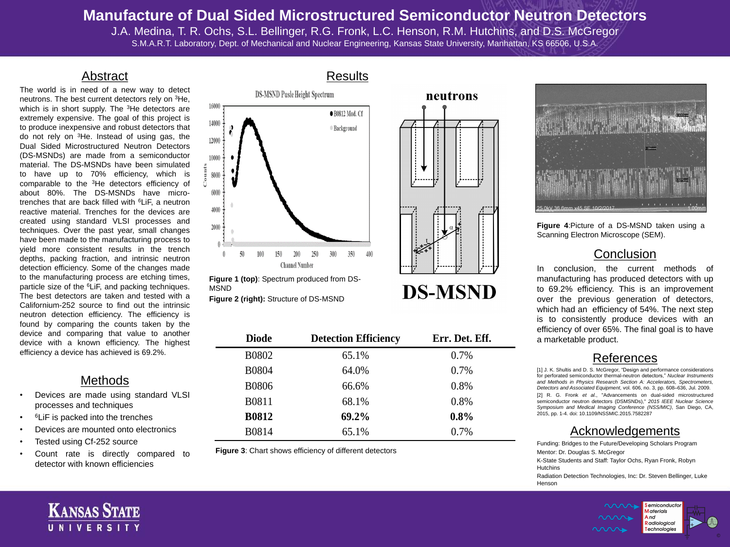# Manufacture of Dual Sided Microstructured Semiconductor Neutron Detectors

J.A. Medina, T. R. Ochs, S.L. Bellinger, R.G. Fronk, L.C. Henson, R.M. Hutchins, and D.S. McGregor

S.M.A.R.T. Laboratory, Dept. of Mechanical and Nuclear Engineering, Kansas State University, Manhattan, KS 66506, U.S.A.

## Abstract

The world is in need of a new way to detect neutrons. The best current detectors rely on $^3$He, which is in short supply. The $^3$He detectors are extremely expensive. The goal of this project is to produce inexpensive and robust detectors that do not rely on $^3$He. Instead of using gas, the Dual Sided Microstructured Neutron Detectors (DS-MSNDs) are made from a semiconductor material. The DS-MSNDs have been simulated to have up to 70% efficiency, which is comparable to the $^3$He detectors efficiency of about 80%. The DS-MSNDs have micro-trenches that are back filled with $^6$LiF, a neutron reactive material. Trenches for the devices are created using standard VLSI processes and techniques. Over the past year, small changes have been made to the manufacturing process to yield more consistent results in the trench depths, packing fraction, and intrinsic neutron detection efficiency. Some of the changes made to the manufacturing process are etching times, particle size of the $^6$LiF, and packing techniques. The best detectors are taken and tested with a Californium-252 source to find out the intrinsic neutron detection efficiency. The efficiency is found by comparing the counts taken by the device and comparing that value to another device with a known efficiency. The highest efficiency a device has achieved is 69.2%.

## Methods

- Devices are made using standard VLSI processes and techniques
- $^6$LiF is packed into the trenches
- Devices are mounted onto electronics
- Tested using Cf-252 source
- Count rate is directly compared to detector with known efficiencies

## Results

DS-MSND Pusle Height Spectrum

B0812 Mod. Cf
Background

Counts
0 2000 4000 6000 8000 10000 12000 14000 16000

Channel Number
0 50 100 150 200 250 300 350 400

neutrons

DS-MSND

**Figure 1 (top)**: Spectrum produced from DS-MSND

**Figure 2 (right):** Structure of DS-MSND

| Diode | Detection Efficiency | Err. Det. Eff. |
|---|---|---|
| B0802 | 65.1% | 0.7% |
| B0804 | 64.0% | 0.7% |
| B0806 | 66.6% | 0.8% |
| B0811 | 68.1% | 0.8% |
| **B0812** | **69.2%** | **0.8%** |
| B0814 | 65.1% | 0.7% |

**Figure 3**: Chart shows efficiency of different detectors

**Figure 4**:Picture of a DS-MSND taken using a Scanning Electron Microscope (SEM).

## Conclusion

In conclusion, the current methods of manufacturing has produced detectors with up to 69.2% efficiency. This is an improvement over the previous generation of detectors, which had an efficiency of 54%. The next step is to consistently produce devices with an efficiency of over 65%. The final goal is to have a marketable product.

## References

[1] J. K. Shultis and D. S. McGregor, "Design and performance considerations for perforated semiconductor thermal-neutron detectors," *Nuclear Instruments and Methods in Physics Research Section A: Accelerators, Spectrometers, Detectors and Associated Equipment*, vol. 606, no. 3, pp. 608–636, Jul. 2009.

[2] R. G. Fronk *et al.*, "Advancements on dual-sided microstructured semiconductor neutron detectors (DSMSNDs)," *2015 IEEE Nuclear Science Symposium and Medical Imaging Conference (NSS/MIC)*, San Diego, CA, 2015, pp. 1-4. doi: 10.1109/NSSMIC.2015.7582287

## Acknowledgements

Funding: Bridges to the Future/Developing Scholars Program

Mentor: Dr. Douglas S. McGregor

K-State Students and Staff: Taylor Ochs, Ryan Fronk, Robyn Hutchins

Radiation Detection Technologies, Inc: Dr. Steven Bellinger, Luke Henson